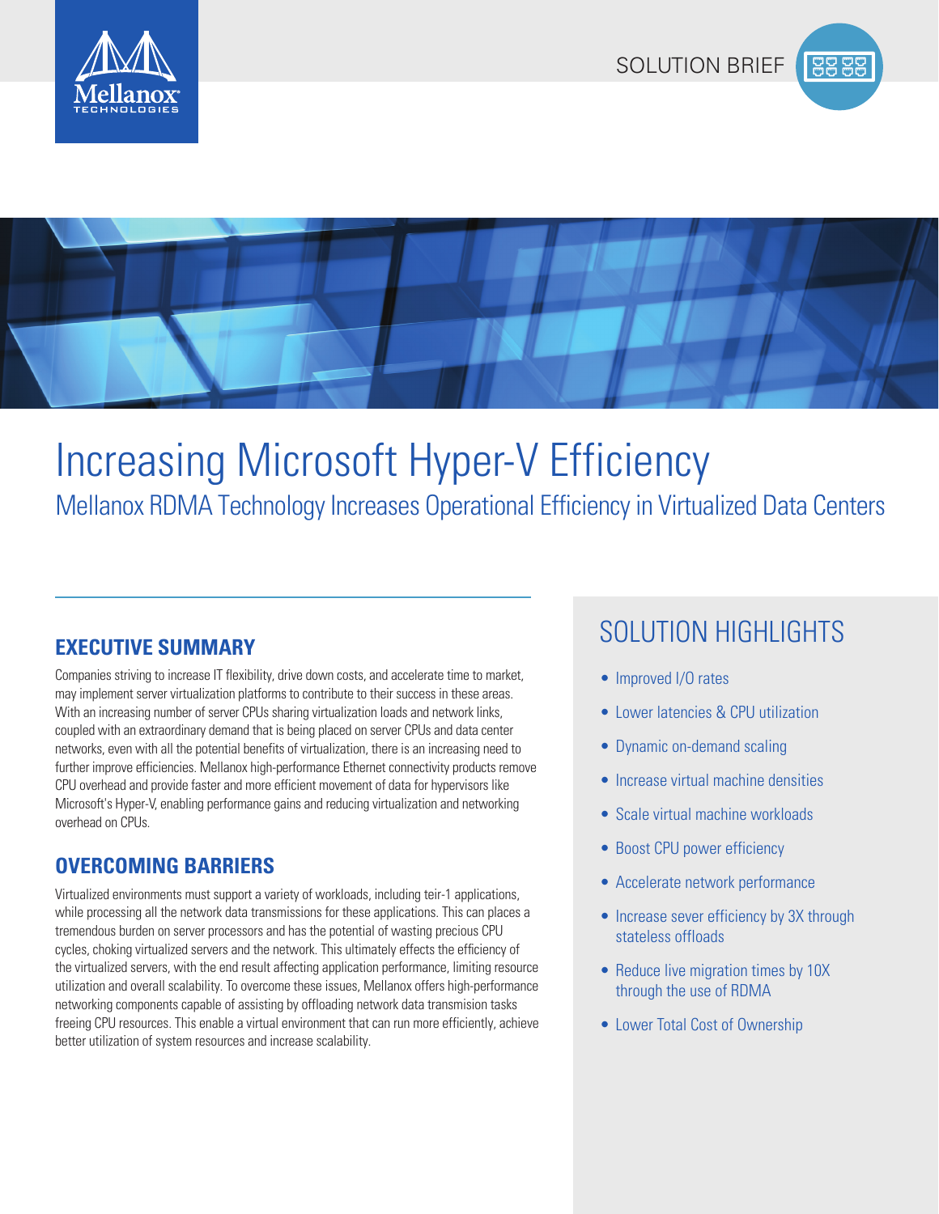SOLUTION BRIEF

# Increasing Microsoft Hyper-V Efficiency

## Mellanox RDMA Technology Increases Operational Efficiency in Virtualized Data Centers

### EXECUTIVE SUMMARY

Companies striving to increase IT flexibility, drive down costs, and accelerate time to market, may implement server virtualization platforms to contribute to their success in these areas. With an increasing number of server CPUs sharing virtualization loads and network links, coupled with an extraordinary demand that is being placed on server CPUs and data center networks, even with all the potential benefits of virtualization, there is an increasing need to further improve efficiencies. Mellanox high-performance Ethernet connectivity products remove CPU overhead and provide faster and more efficient movement of data for hypervisors like Microsoft's Hyper-V, enabling performance gains and reducing virtualization and networking overhead on CPUs.

### OVERCOMING BARRIERS

Virtualized environments must support a variety of workloads, including teir-1 applications, while processing all the network data transmissions for these applications. This can places a tremendous burden on server processors and has the potential of wasting precious CPU cycles, choking virtualized servers and the network. This ultimately effects the efficiency of the virtualized servers, with the end result affecting application performance, limiting resource utilization and overall scalability. To overcome these issues, Mellanox offers high-performance networking components capable of assisting by offloading network data transmision tasks freeing CPU resources. This enable a virtual environment that can run more efficiently, achieve better utilization of system resources and increase scalability.

## SOLUTION HIGHLIGHTS

- Improved I/O rates
- Lower latencies & CPU utilization
- Dynamic on-demand scaling
- Increase virtual machine densities
- Scale virtual machine workloads
- Boost CPU power efficiency
- Accelerate network performance
- Increase sever efficiency by 3X through stateless offloads
- Reduce live migration times by 10X through the use of RDMA
- Lower Total Cost of Ownership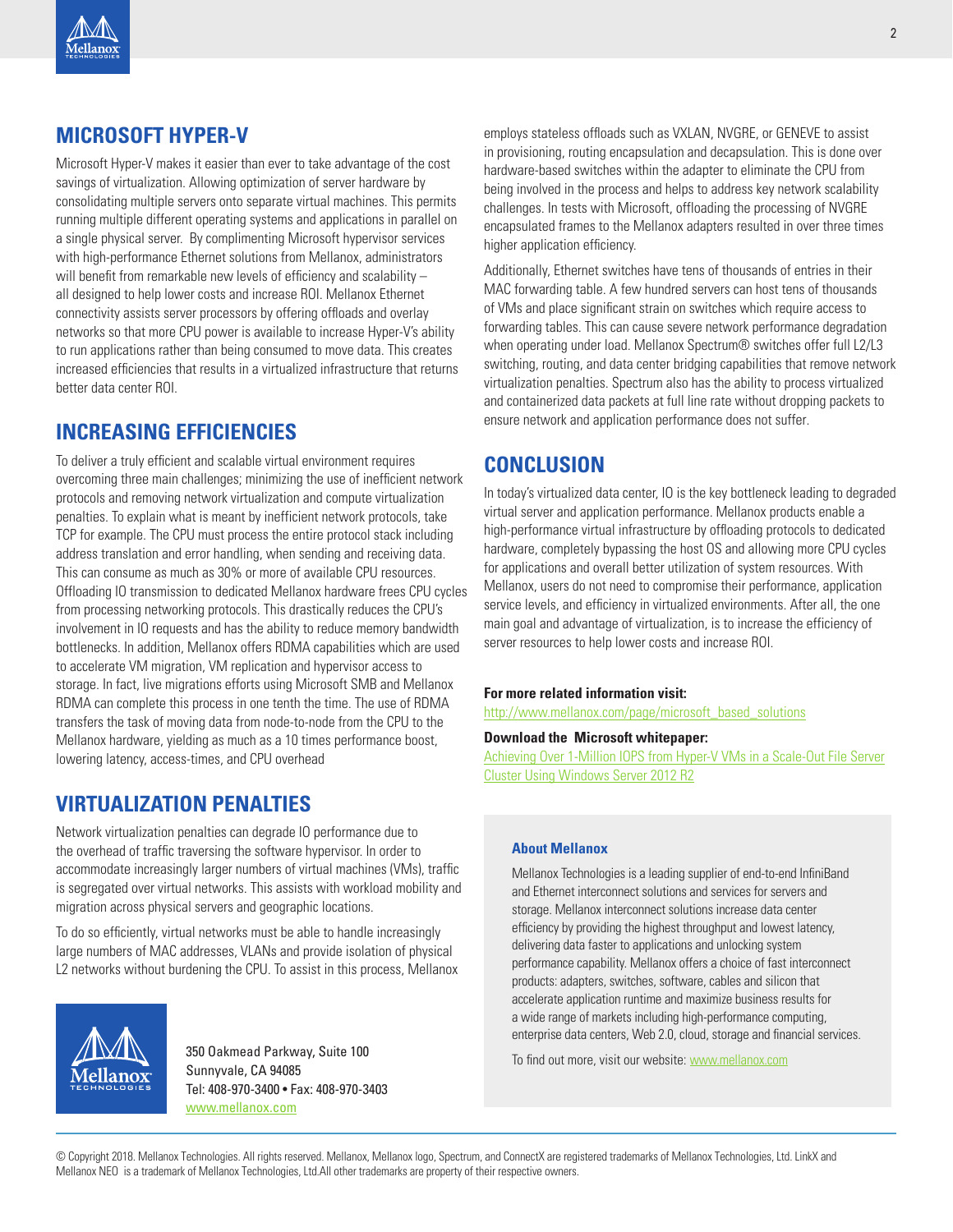## MICROSOFT HYPER-V

Microsoft Hyper-V makes it easier than ever to take advantage of the cost savings of virtualization. Allowing optimization of server hardware by consolidating multiple servers onto separate virtual machines. This permits running multiple different operating systems and applications in parallel on a single physical server. By complimenting Microsoft hypervisor services with high-performance Ethernet solutions from Mellanox, administrators will benefit from remarkable new levels of efficiency and scalability – all designed to help lower costs and increase ROI. Mellanox Ethernet connectivity assists server processors by offering offloads and overlay networks so that more CPU power is available to increase Hyper-V's ability to run applications rather than being consumed to move data. This creates increased efficiencies that results in a virtualized infrastructure that returns better data center ROI.

## INCREASING EFFICIENCIES

To deliver a truly efficient and scalable virtual environment requires overcoming three main challenges; minimizing the use of inefficient network protocols and removing network virtualization and compute virtualization penalties. To explain what is meant by inefficient network protocols, take TCP for example. The CPU must process the entire protocol stack including address translation and error handling, when sending and receiving data. This can consume as much as 30% or more of available CPU resources. Offloading IO transmission to dedicated Mellanox hardware frees CPU cycles from processing networking protocols. This drastically reduces the CPU's involvement in IO requests and has the ability to reduce memory bandwidth bottlenecks. In addition, Mellanox offers RDMA capabilities which are used to accelerate VM migration, VM replication and hypervisor access to storage. In fact, live migrations efforts using Microsoft SMB and Mellanox RDMA can complete this process in one tenth the time. The use of RDMA transfers the task of moving data from node-to-node from the CPU to the Mellanox hardware, yielding as much as a 10 times performance boost, lowering latency, access-times, and CPU overhead

## VIRTUALIZATION PENALTIES

Network virtualization penalties can degrade IO performance due to the overhead of traffic traversing the software hypervisor. In order to accommodate increasingly larger numbers of virtual machines (VMs), traffic is segregated over virtual networks. This assists with workload mobility and migration across physical servers and geographic locations.

To do so efficiently, virtual networks must be able to handle increasingly large numbers of MAC addresses, VLANs and provide isolation of physical L2 networks without burdening the CPU. To assist in this process, Mellanox employs stateless offloads such as VXLAN, NVGRE, or GENEVE to assist in provisioning, routing encapsulation and decapsulation. This is done over hardware-based switches within the adapter to eliminate the CPU from being involved in the process and helps to address key network scalability challenges. In tests with Microsoft, offloading the processing of NVGRE encapsulated frames to the Mellanox adapters resulted in over three times higher application efficiency.

Additionally, Ethernet switches have tens of thousands of entries in their MAC forwarding table. A few hundred servers can host tens of thousands of VMs and place significant strain on switches which require access to forwarding tables. This can cause severe network performance degradation when operating under load. Mellanox Spectrum® switches offer full L2/L3 switching, routing, and data center bridging capabilities that remove network virtualization penalties. Spectrum also has the ability to process virtualized and containerized data packets at full line rate without dropping packets to ensure network and application performance does not suffer.

## CONCLUSION

In today's virtualized data center, IO is the key bottleneck leading to degraded virtual server and application performance. Mellanox products enable a high-performance virtual infrastructure by offloading protocols to dedicated hardware, completely bypassing the host OS and allowing more CPU cycles for applications and overall better utilization of system resources. With Mellanox, users do not need to compromise their performance, application service levels, and efficiency in virtualized environments. After all, the one main goal and advantage of virtualization, is to increase the efficiency of server resources to help lower costs and increase ROI.

**For more related information visit:**

http://www.mellanox.com/page/microsoft_based_solutions

**Download the Microsoft whitepaper:**

Achieving Over 1-Million IOPS from Hyper-V VMs in a Scale-Out File Server Cluster Using Windows Server 2012 R2

### About Mellanox

Mellanox Technologies is a leading supplier of end-to-end InfiniBand and Ethernet interconnect solutions and services for servers and storage. Mellanox interconnect solutions increase data center efficiency by providing the highest throughput and lowest latency, delivering data faster to applications and unlocking system performance capability. Mellanox offers a choice of fast interconnect products: adapters, switches, software, cables and silicon that accelerate application runtime and maximize business results for a wide range of markets including high-performance computing, enterprise data centers, Web 2.0, cloud, storage and financial services.

To find out more, visit our website: www.mellanox.com

350 Oakmead Parkway, Suite 100
Sunnyvale, CA 94085
Tel: 408-970-3400 • Fax: 408-970-3403
www.mellanox.com

© Copyright 2018. Mellanox Technologies. All rights reserved. Mellanox, Mellanox logo, Spectrum, and ConnectX are registered trademarks of Mellanox Technologies, Ltd. LinkX and Mellanox NEO is a trademark of Mellanox Technologies, Ltd.All other trademarks are property of their respective owners.